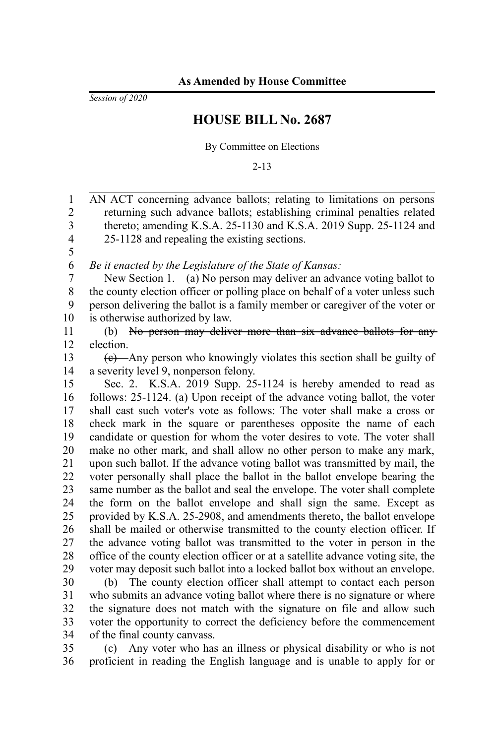**As Amended by House Committee**

*Session of 2020*

# HOUSE BILL No. 2687

By Committee on Elections

2-13

AN ACT concerning advance ballots; relating to limitations on persons returning such advance ballots; establishing criminal penalties related thereto; amending K.S.A. 25-1130 and K.S.A. 2019 Supp. 25-1124 and 25-1128 and repealing the existing sections.

*Be it enacted by the Legislature of the State of Kansas:*

New Section 1. (a) No person may deliver an advance voting ballot to the county election officer or polling place on behalf of a voter unless such person delivering the ballot is a family member or caregiver of the voter or is otherwise authorized by law.

(b) ~~No person may deliver more than six advance ballots for any election.~~

~~(c)~~ Any person who knowingly violates this section shall be guilty of a severity level 9, nonperson felony.

Sec. 2. K.S.A. 2019 Supp. 25-1124 is hereby amended to read as follows: 25-1124. (a) Upon receipt of the advance voting ballot, the voter shall cast such voter's vote as follows: The voter shall make a cross or check mark in the square or parentheses opposite the name of each candidate or question for whom the voter desires to vote. The voter shall make no other mark, and shall allow no other person to make any mark, upon such ballot. If the advance voting ballot was transmitted by mail, the voter personally shall place the ballot in the ballot envelope bearing the same number as the ballot and seal the envelope. The voter shall complete the form on the ballot envelope and shall sign the same. Except as provided by K.S.A. 25-2908, and amendments thereto, the ballot envelope shall be mailed or otherwise transmitted to the county election officer. If the advance voting ballot was transmitted to the voter in person in the office of the county election officer or at a satellite advance voting site, the voter may deposit such ballot into a locked ballot box without an envelope.

(b) The county election officer shall attempt to contact each person who submits an advance voting ballot where there is no signature or where the signature does not match with the signature on file and allow such voter the opportunity to correct the deficiency before the commencement of the final county canvass.

(c) Any voter who has an illness or physical disability or who is not proficient in reading the English language and is unable to apply for or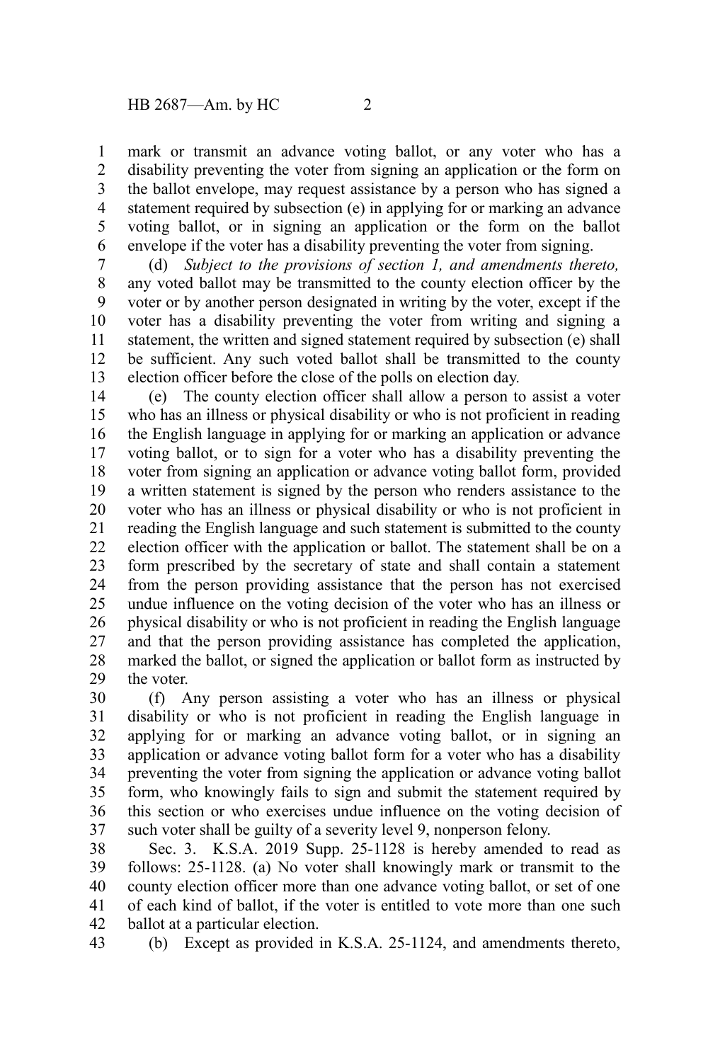mark or transmit an advance voting ballot, or any voter who has a disability preventing the voter from signing an application or the form on the ballot envelope, may request assistance by a person who has signed a statement required by subsection (e) in applying for or marking an advance voting ballot, or in signing an application or the form on the ballot envelope if the voter has a disability preventing the voter from signing.

(d) *Subject to the provisions of section 1, and amendments thereto,* any voted ballot may be transmitted to the county election officer by the voter or by another person designated in writing by the voter, except if the voter has a disability preventing the voter from writing and signing a statement, the written and signed statement required by subsection (e) shall be sufficient. Any such voted ballot shall be transmitted to the county election officer before the close of the polls on election day.

(e) The county election officer shall allow a person to assist a voter who has an illness or physical disability or who is not proficient in reading the English language in applying for or marking an application or advance voting ballot, or to sign for a voter who has a disability preventing the voter from signing an application or advance voting ballot form, provided a written statement is signed by the person who renders assistance to the voter who has an illness or physical disability or who is not proficient in reading the English language and such statement is submitted to the county election officer with the application or ballot. The statement shall be on a form prescribed by the secretary of state and shall contain a statement from the person providing assistance that the person has not exercised undue influence on the voting decision of the voter who has an illness or physical disability or who is not proficient in reading the English language and that the person providing assistance has completed the application, marked the ballot, or signed the application or ballot form as instructed by the voter.

(f) Any person assisting a voter who has an illness or physical disability or who is not proficient in reading the English language in applying for or marking an advance voting ballot, or in signing an application or advance voting ballot form for a voter who has a disability preventing the voter from signing the application or advance voting ballot form, who knowingly fails to sign and submit the statement required by this section or who exercises undue influence on the voting decision of such voter shall be guilty of a severity level 9, nonperson felony.

Sec. 3. K.S.A. 2019 Supp. 25-1128 is hereby amended to read as follows: 25-1128. (a) No voter shall knowingly mark or transmit to the county election officer more than one advance voting ballot, or set of one of each kind of ballot, if the voter is entitled to vote more than one such ballot at a particular election.

(b) Except as provided in K.S.A. 25-1124, and amendments thereto,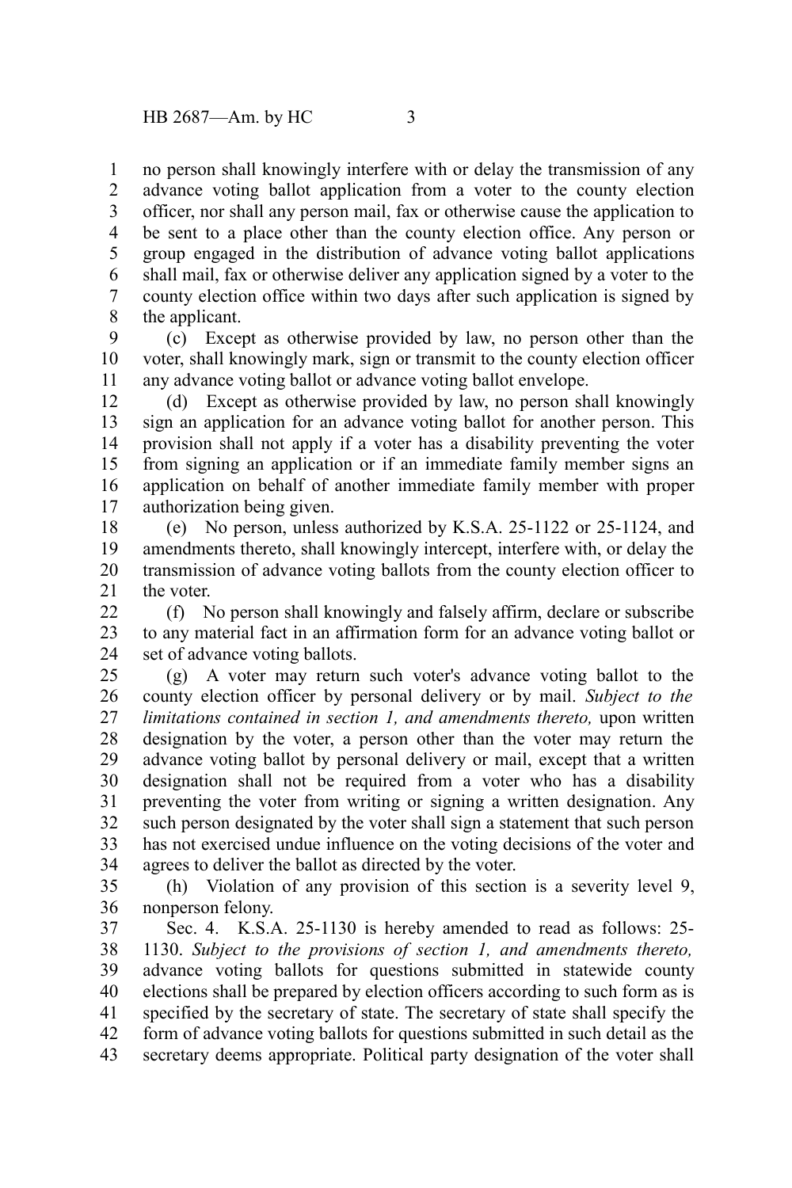no person shall knowingly interfere with or delay the transmission of any advance voting ballot application from a voter to the county election officer, nor shall any person mail, fax or otherwise cause the application to be sent to a place other than the county election office. Any person or group engaged in the distribution of advance voting ballot applications shall mail, fax or otherwise deliver any application signed by a voter to the county election office within two days after such application is signed by the applicant.

(c) Except as otherwise provided by law, no person other than the voter, shall knowingly mark, sign or transmit to the county election officer any advance voting ballot or advance voting ballot envelope.

(d) Except as otherwise provided by law, no person shall knowingly sign an application for an advance voting ballot for another person. This provision shall not apply if a voter has a disability preventing the voter from signing an application or if an immediate family member signs an application on behalf of another immediate family member with proper authorization being given.

(e) No person, unless authorized by K.S.A. 25-1122 or 25-1124, and amendments thereto, shall knowingly intercept, interfere with, or delay the transmission of advance voting ballots from the county election officer to the voter.

(f) No person shall knowingly and falsely affirm, declare or subscribe to any material fact in an affirmation form for an advance voting ballot or set of advance voting ballots.

(g) A voter may return such voter's advance voting ballot to the county election officer by personal delivery or by mail. *Subject to the limitations contained in section 1, and amendments thereto,* upon written designation by the voter, a person other than the voter may return the advance voting ballot by personal delivery or mail, except that a written designation shall not be required from a voter who has a disability preventing the voter from writing or signing a written designation. Any such person designated by the voter shall sign a statement that such person has not exercised undue influence on the voting decisions of the voter and agrees to deliver the ballot as directed by the voter.

(h) Violation of any provision of this section is a severity level 9, nonperson felony.

Sec. 4. K.S.A. 25-1130 is hereby amended to read as follows: 25-1130. *Subject to the provisions of section 1, and amendments thereto,* advance voting ballots for questions submitted in statewide county elections shall be prepared by election officers according to such form as is specified by the secretary of state. The secretary of state shall specify the form of advance voting ballots for questions submitted in such detail as the secretary deems appropriate. Political party designation of the voter shall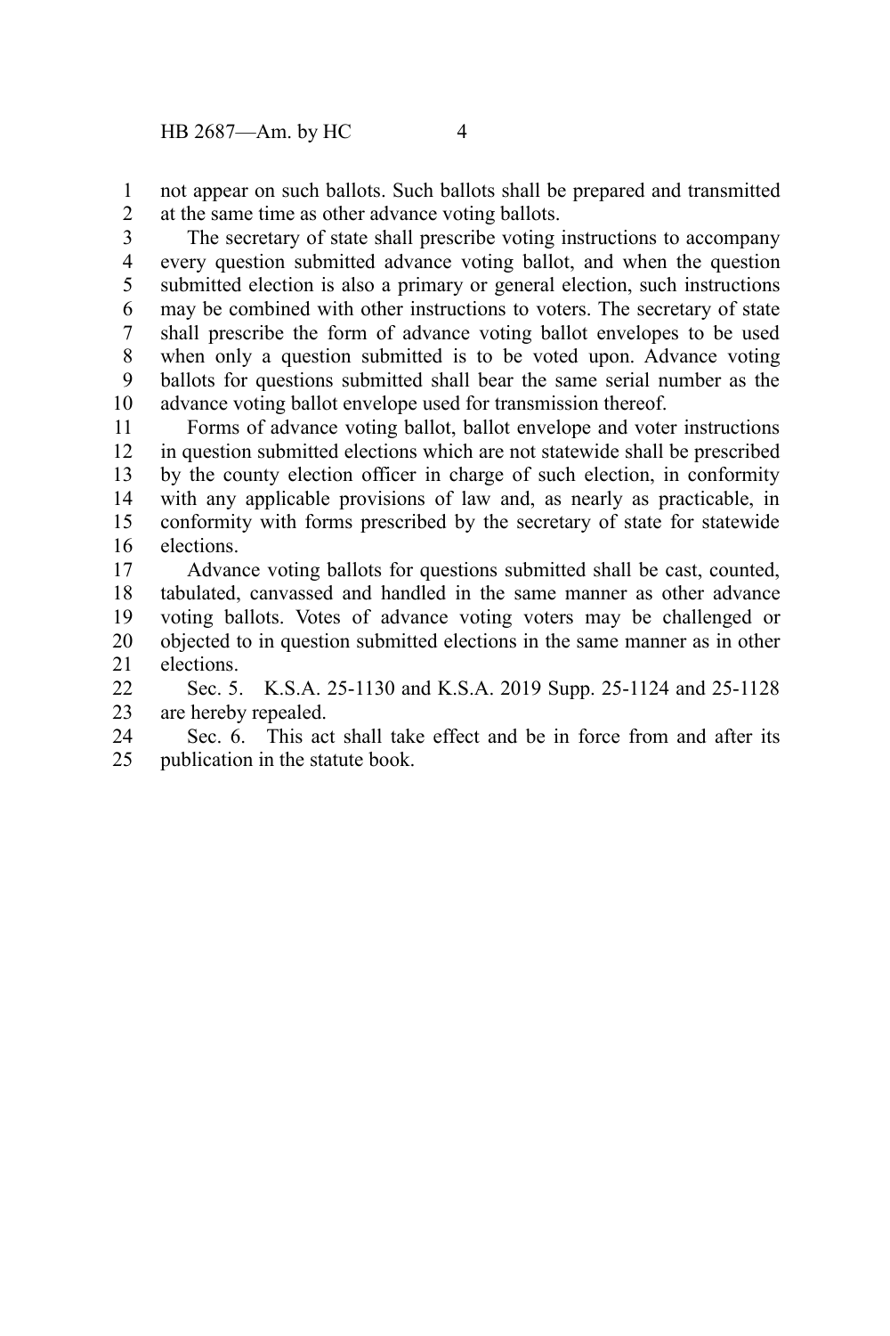not appear on such ballots. Such ballots shall be prepared and transmitted at the same time as other advance voting ballots.

The secretary of state shall prescribe voting instructions to accompany every question submitted advance voting ballot, and when the question submitted election is also a primary or general election, such instructions may be combined with other instructions to voters. The secretary of state shall prescribe the form of advance voting ballot envelopes to be used when only a question submitted is to be voted upon. Advance voting ballots for questions submitted shall bear the same serial number as the advance voting ballot envelope used for transmission thereof.

Forms of advance voting ballot, ballot envelope and voter instructions in question submitted elections which are not statewide shall be prescribed by the county election officer in charge of such election, in conformity with any applicable provisions of law and, as nearly as practicable, in conformity with forms prescribed by the secretary of state for statewide elections.

Advance voting ballots for questions submitted shall be cast, counted, tabulated, canvassed and handled in the same manner as other advance voting ballots. Votes of advance voting voters may be challenged or objected to in question submitted elections in the same manner as in other elections.

Sec. 5. K.S.A. 25-1130 and K.S.A. 2019 Supp. 25-1124 and 25-1128 are hereby repealed.

Sec. 6. This act shall take effect and be in force from and after its publication in the statute book.